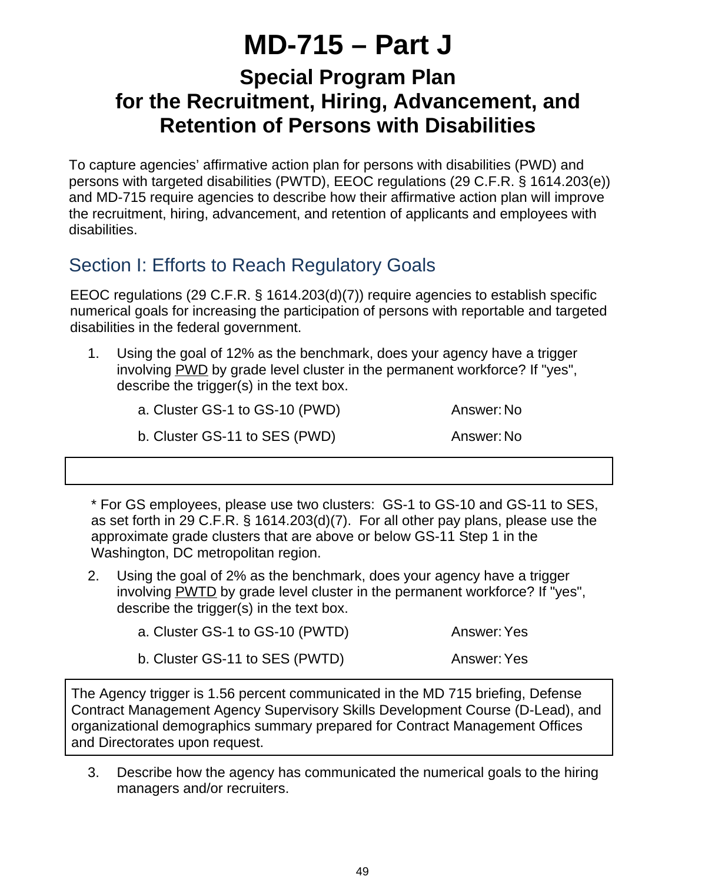# MD-715 – Part J

## Special Program Plan for the Recruitment, Hiring, Advancement, and Retention of Persons with Disabilities

To capture agencies' affirmative action plan for persons with disabilities (PWD) and persons with targeted disabilities (PWTD), EEOC regulations (29 C.F.R. § 1614.203(e)) and MD-715 require agencies to describe how their affirmative action plan will improve the recruitment, hiring, advancement, and retention of applicants and employees with disabilities.

## Section I: Efforts to Reach Regulatory Goals

EEOC regulations (29 C.F.R. § 1614.203(d)(7)) require agencies to establish specific numerical goals for increasing the participation of persons with reportable and targeted disabilities in the federal government.

1. Using the goal of 12% as the benchmark, does your agency have a trigger involving PWD by grade level cluster in the permanent workforce? If "yes", describe the trigger(s) in the text box.

   a. Cluster GS-1 to GS-10 (PWD) Answer: No

   b. Cluster GS-11 to SES (PWD) Answer: No

\* For GS employees, please use two clusters: GS-1 to GS-10 and GS-11 to SES, as set forth in 29 C.F.R. § 1614.203(d)(7). For all other pay plans, please use the approximate grade clusters that are above or below GS-11 Step 1 in the Washington, DC metropolitan region.

2. Using the goal of 2% as the benchmark, does your agency have a trigger involving PWTD by grade level cluster in the permanent workforce? If "yes", describe the trigger(s) in the text box.

   a. Cluster GS-1 to GS-10 (PWTD) Answer: Yes

   b. Cluster GS-11 to SES (PWTD) Answer: Yes

The Agency trigger is 1.56 percent communicated in the MD 715 briefing, Defense Contract Management Agency Supervisory Skills Development Course (D-Lead), and organizational demographics summary prepared for Contract Management Offices and Directorates upon request.

3. Describe how the agency has communicated the numerical goals to the hiring managers and/or recruiters.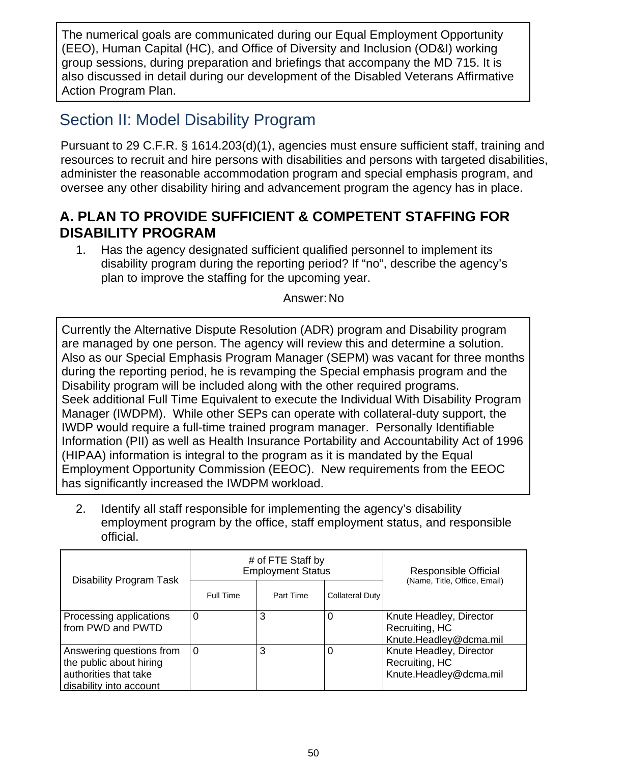The numerical goals are communicated during our Equal Employment Opportunity (EEO), Human Capital (HC), and Office of Diversity and Inclusion (OD&I) working group sessions, during preparation and briefings that accompany the MD 715. It is also discussed in detail during our development of the Disabled Veterans Affirmative Action Program Plan.

## Section II: Model Disability Program

Pursuant to 29 C.F.R. § 1614.203(d)(1), agencies must ensure sufficient staff, training and resources to recruit and hire persons with disabilities and persons with targeted disabilities, administer the reasonable accommodation program and special emphasis program, and oversee any other disability hiring and advancement program the agency has in place.

### A. PLAN TO PROVIDE SUFFICIENT & COMPETENT STAFFING FOR DISABILITY PROGRAM

1. Has the agency designated sufficient qualified personnel to implement its disability program during the reporting period? If “no”, describe the agency’s plan to improve the staffing for the upcoming year.

Answer: No

Currently the Alternative Dispute Resolution (ADR) program and Disability program are managed by one person. The agency will review this and determine a solution. Also as our Special Emphasis Program Manager (SEPM) was vacant for three months during the reporting period, he is revamping the Special emphasis program and the Disability program will be included along with the other required programs.
Seek additional Full Time Equivalent to execute the Individual With Disability Program Manager (IWDPM). While other SEPs can operate with collateral-duty support, the IWDP would require a full-time trained program manager. Personally Identifiable Information (PII) as well as Health Insurance Portability and Accountability Act of 1996 (HIPAA) information is integral to the program as it is mandated by the Equal Employment Opportunity Commission (EEOC). New requirements from the EEOC has significantly increased the IWDPM workload.

2. Identify all staff responsible for implementing the agency’s disability employment program by the office, staff employment status, and responsible official.

| Disability Program Task | # of FTE Staff by Employment Status | | | Responsible Official (Name, Title, Office, Email) |
|---|---|---|---|---|
| | Full Time | Part Time | Collateral Duty | |
| Processing applications from PWD and PWTD | 0 | 3 | 0 | Knute Headley, Director Recruiting, HC Knute.Headley@dcma.mil |
| Answering questions from the public about hiring authorities that take disability into account | 0 | 3 | 0 | Knute Headley, Director Recruiting, HC Knute.Headley@dcma.mil |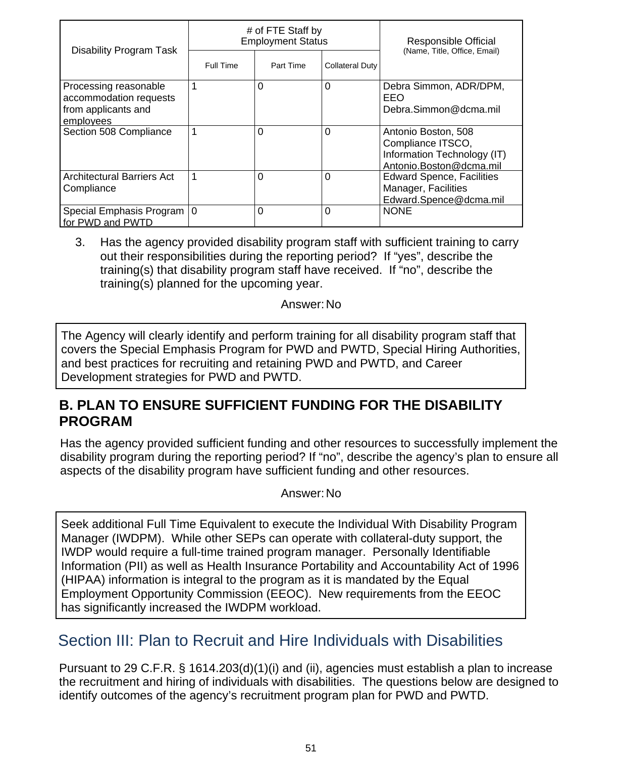| Disability Program Task | # of FTE Staff by Employment Status | | | Responsible Official (Name, Title, Office, Email) |
|---|---|---|---|---|
| | Full Time | Part Time | Collateral Duty | |
| Processing reasonable accommodation requests from applicants and employees | 1 | 0 | 0 | Debra Simmon, ADR/DPM, EEO Debra.Simmon@dcma.mil |
| Section 508 Compliance | 1 | 0 | 0 | Antonio Boston, 508 Compliance ITSCO, Information Technology (IT) Antonio.Boston@dcma.mil |
| Architectural Barriers Act Compliance | 1 | 0 | 0 | Edward Spence, Facilities Manager, Facilities Edward.Spence@dcma.mil |
| Special Emphasis Program for PWD and PWTD | 0 | 0 | 0 | NONE |

3. Has the agency provided disability program staff with sufficient training to carry out their responsibilities during the reporting period? If "yes", describe the training(s) that disability program staff have received. If "no", describe the training(s) planned for the upcoming year.

Answer: No

The Agency will clearly identify and perform training for all disability program staff that covers the Special Emphasis Program for PWD and PWTD, Special Hiring Authorities, and best practices for recruiting and retaining PWD and PWTD, and Career Development strategies for PWD and PWTD.

## B. PLAN TO ENSURE SUFFICIENT FUNDING FOR THE DISABILITY PROGRAM

Has the agency provided sufficient funding and other resources to successfully implement the disability program during the reporting period? If "no", describe the agency's plan to ensure all aspects of the disability program have sufficient funding and other resources.

Answer: No

Seek additional Full Time Equivalent to execute the Individual With Disability Program Manager (IWDPM). While other SEPs can operate with collateral-duty support, the IWDP would require a full-time trained program manager. Personally Identifiable Information (PII) as well as Health Insurance Portability and Accountability Act of 1996 (HIPAA) information is integral to the program as it is mandated by the Equal Employment Opportunity Commission (EEOC). New requirements from the EEOC has significantly increased the IWDPM workload.

# Section III: Plan to Recruit and Hire Individuals with Disabilities

Pursuant to 29 C.F.R. § 1614.203(d)(1)(i) and (ii), agencies must establish a plan to increase the recruitment and hiring of individuals with disabilities. The questions below are designed to identify outcomes of the agency's recruitment program plan for PWD and PWTD.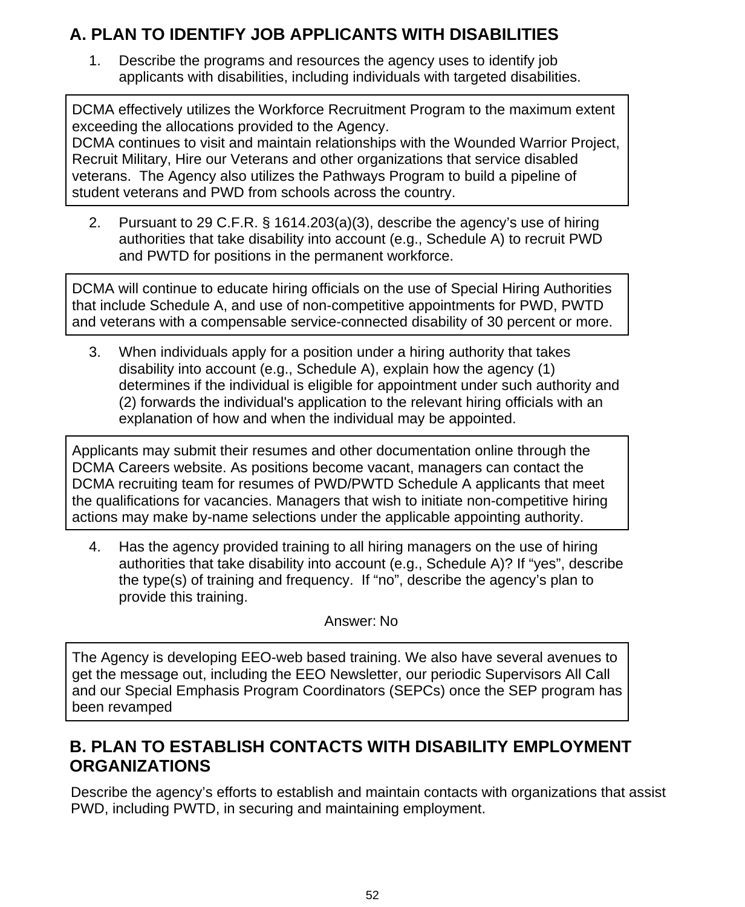## A. PLAN TO IDENTIFY JOB APPLICANTS WITH DISABILITIES

1. Describe the programs and resources the agency uses to identify job applicants with disabilities, including individuals with targeted disabilities.

> DCMA effectively utilizes the Workforce Recruitment Program to the maximum extent exceeding the allocations provided to the Agency.
> DCMA continues to visit and maintain relationships with the Wounded Warrior Project, Recruit Military, Hire our Veterans and other organizations that service disabled veterans. The Agency also utilizes the Pathways Program to build a pipeline of student veterans and PWD from schools across the country.

2. Pursuant to 29 C.F.R. § 1614.203(a)(3), describe the agency's use of hiring authorities that take disability into account (e.g., Schedule A) to recruit PWD and PWTD for positions in the permanent workforce.

> DCMA will continue to educate hiring officials on the use of Special Hiring Authorities that include Schedule A, and use of non-competitive appointments for PWD, PWTD and veterans with a compensable service-connected disability of 30 percent or more.

3. When individuals apply for a position under a hiring authority that takes disability into account (e.g., Schedule A), explain how the agency (1) determines if the individual is eligible for appointment under such authority and (2) forwards the individual's application to the relevant hiring officials with an explanation of how and when the individual may be appointed.

> Applicants may submit their resumes and other documentation online through the DCMA Careers website. As positions become vacant, managers can contact the DCMA recruiting team for resumes of PWD/PWTD Schedule A applicants that meet the qualifications for vacancies. Managers that wish to initiate non-competitive hiring actions may make by-name selections under the applicable appointing authority.

4. Has the agency provided training to all hiring managers on the use of hiring authorities that take disability into account (e.g., Schedule A)? If "yes", describe the type(s) of training and frequency. If "no", describe the agency's plan to provide this training.

Answer: No

> The Agency is developing EEO-web based training. We also have several avenues to get the message out, including the EEO Newsletter, our periodic Supervisors All Call and our Special Emphasis Program Coordinators (SEPCs) once the SEP program has been revamped

## B. PLAN TO ESTABLISH CONTACTS WITH DISABILITY EMPLOYMENT ORGANIZATIONS

Describe the agency's efforts to establish and maintain contacts with organizations that assist PWD, including PWTD, in securing and maintaining employment.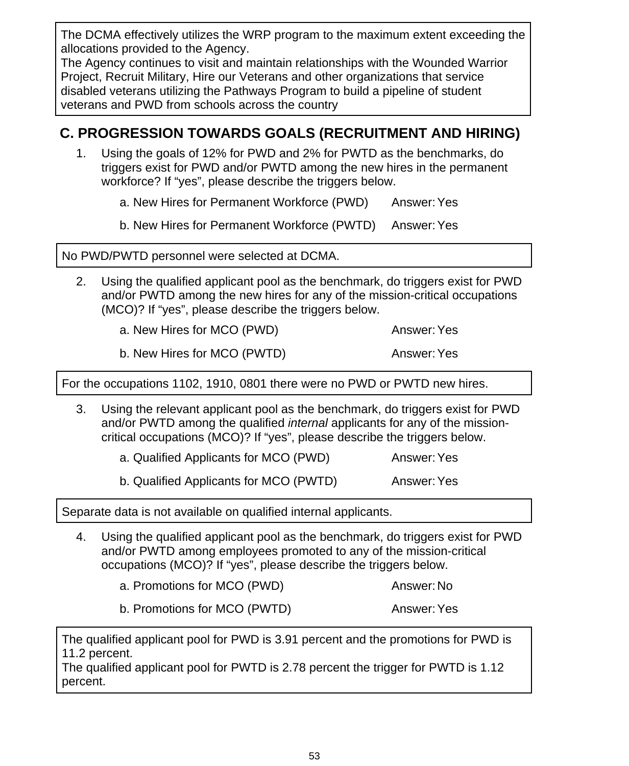The DCMA effectively utilizes the WRP program to the maximum extent exceeding the allocations provided to the Agency.
The Agency continues to visit and maintain relationships with the Wounded Warrior Project, Recruit Military, Hire our Veterans and other organizations that service disabled veterans utilizing the Pathways Program to build a pipeline of student veterans and PWD from schools across the country

## C. PROGRESSION TOWARDS GOALS (RECRUITMENT AND HIRING)

1. Using the goals of 12% for PWD and 2% for PWTD as the benchmarks, do triggers exist for PWD and/or PWTD among the new hires in the permanent workforce? If "yes", please describe the triggers below.
   a. New Hires for Permanent Workforce (PWD) Answer: Yes
   b. New Hires for Permanent Workforce (PWTD) Answer: Yes

No PWD/PWTD personnel were selected at DCMA.

2. Using the qualified applicant pool as the benchmark, do triggers exist for PWD and/or PWTD among the new hires for any of the mission-critical occupations (MCO)? If "yes", please describe the triggers below.
   a. New Hires for MCO (PWD) Answer: Yes
   b. New Hires for MCO (PWTD) Answer: Yes

For the occupations 1102, 1910, 0801 there were no PWD or PWTD new hires.

3. Using the relevant applicant pool as the benchmark, do triggers exist for PWD and/or PWTD among the qualified *internal* applicants for any of the mission-critical occupations (MCO)? If "yes", please describe the triggers below.
   a. Qualified Applicants for MCO (PWD) Answer: Yes
   b. Qualified Applicants for MCO (PWTD) Answer: Yes

Separate data is not available on qualified internal applicants.

4. Using the qualified applicant pool as the benchmark, do triggers exist for PWD and/or PWTD among employees promoted to any of the mission-critical occupations (MCO)? If "yes", please describe the triggers below.
   a. Promotions for MCO (PWD) Answer: No
   b. Promotions for MCO (PWTD) Answer: Yes

The qualified applicant pool for PWD is 3.91 percent and the promotions for PWD is 11.2 percent.
The qualified applicant pool for PWTD is 2.78 percent the trigger for PWTD is 1.12 percent.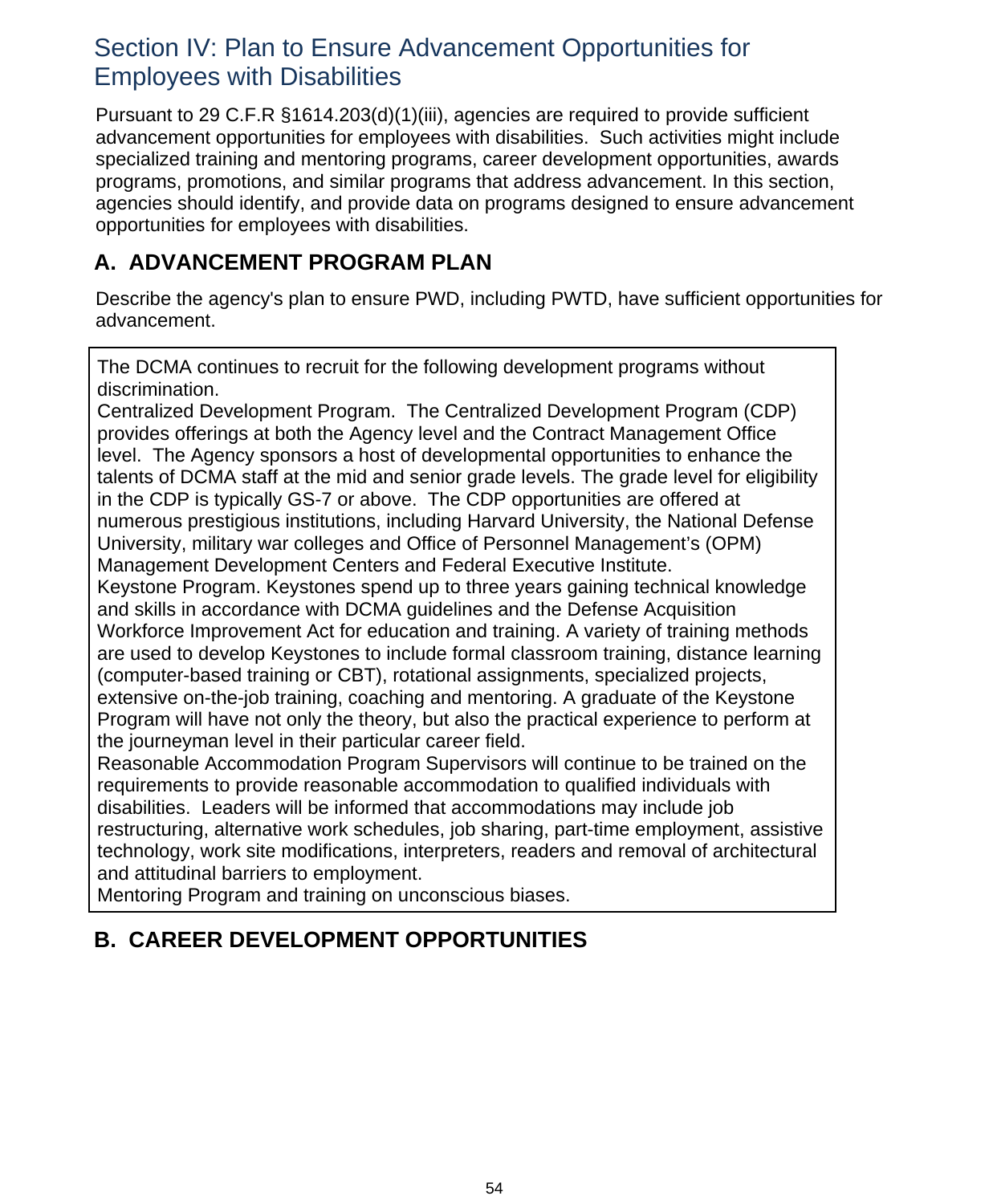## Section IV: Plan to Ensure Advancement Opportunities for Employees with Disabilities

Pursuant to 29 C.F.R §1614.203(d)(1)(iii), agencies are required to provide sufficient advancement opportunities for employees with disabilities. Such activities might include specialized training and mentoring programs, career development opportunities, awards programs, promotions, and similar programs that address advancement. In this section, agencies should identify, and provide data on programs designed to ensure advancement opportunities for employees with disabilities.

### A. ADVANCEMENT PROGRAM PLAN

Describe the agency's plan to ensure PWD, including PWTD, have sufficient opportunities for advancement.

The DCMA continues to recruit for the following development programs without discrimination.
Centralized Development Program. The Centralized Development Program (CDP) provides offerings at both the Agency level and the Contract Management Office level. The Agency sponsors a host of developmental opportunities to enhance the talents of DCMA staff at the mid and senior grade levels. The grade level for eligibility in the CDP is typically GS-7 or above. The CDP opportunities are offered at numerous prestigious institutions, including Harvard University, the National Defense University, military war colleges and Office of Personnel Management's (OPM) Management Development Centers and Federal Executive Institute.
Keystone Program. Keystones spend up to three years gaining technical knowledge and skills in accordance with DCMA guidelines and the Defense Acquisition Workforce Improvement Act for education and training. A variety of training methods are used to develop Keystones to include formal classroom training, distance learning (computer-based training or CBT), rotational assignments, specialized projects, extensive on-the-job training, coaching and mentoring. A graduate of the Keystone Program will have not only the theory, but also the practical experience to perform at the journeyman level in their particular career field.
Reasonable Accommodation Program Supervisors will continue to be trained on the requirements to provide reasonable accommodation to qualified individuals with disabilities. Leaders will be informed that accommodations may include job restructuring, alternative work schedules, job sharing, part-time employment, assistive technology, work site modifications, interpreters, readers and removal of architectural and attitudinal barriers to employment.
Mentoring Program and training on unconscious biases.

### B. CAREER DEVELOPMENT OPPORTUNITIES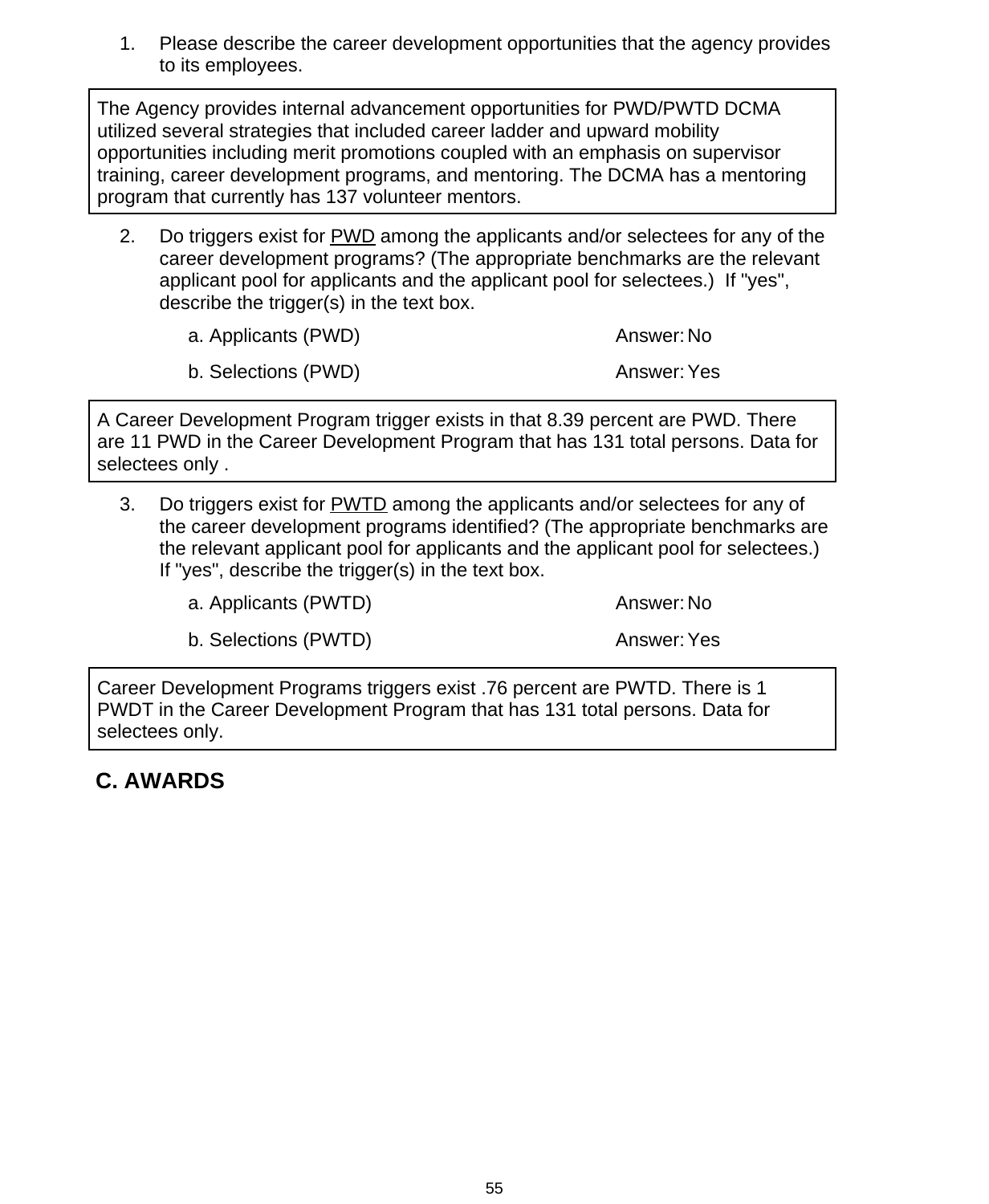1. Please describe the career development opportunities that the agency provides to its employees.

The Agency provides internal advancement opportunities for PWD/PWTD DCMA utilized several strategies that included career ladder and upward mobility opportunities including merit promotions coupled with an emphasis on supervisor training, career development programs, and mentoring. The DCMA has a mentoring program that currently has 137 volunteer mentors.

2. Do triggers exist for <u>PWD</u> among the applicants and/or selectees for any of the career development programs? (The appropriate benchmarks are the relevant applicant pool for applicants and the applicant pool for selectees.) If "yes", describe the trigger(s) in the text box.

   a. Applicants (PWD) Answer: No

   b. Selections (PWD) Answer: Yes

A Career Development Program trigger exists in that 8.39 percent are PWD. There are 11 PWD in the Career Development Program that has 131 total persons. Data for selectees only .

3. Do triggers exist for <u>PWTD</u> among the applicants and/or selectees for any of the career development programs identified? (The appropriate benchmarks are the relevant applicant pool for applicants and the applicant pool for selectees.) If "yes", describe the trigger(s) in the text box.

   a. Applicants (PWTD) Answer: No

   b. Selections (PWTD) Answer: Yes

Career Development Programs triggers exist .76 percent are PWTD. There is 1 PWDT in the Career Development Program that has 131 total persons. Data for selectees only.

## C. AWARDS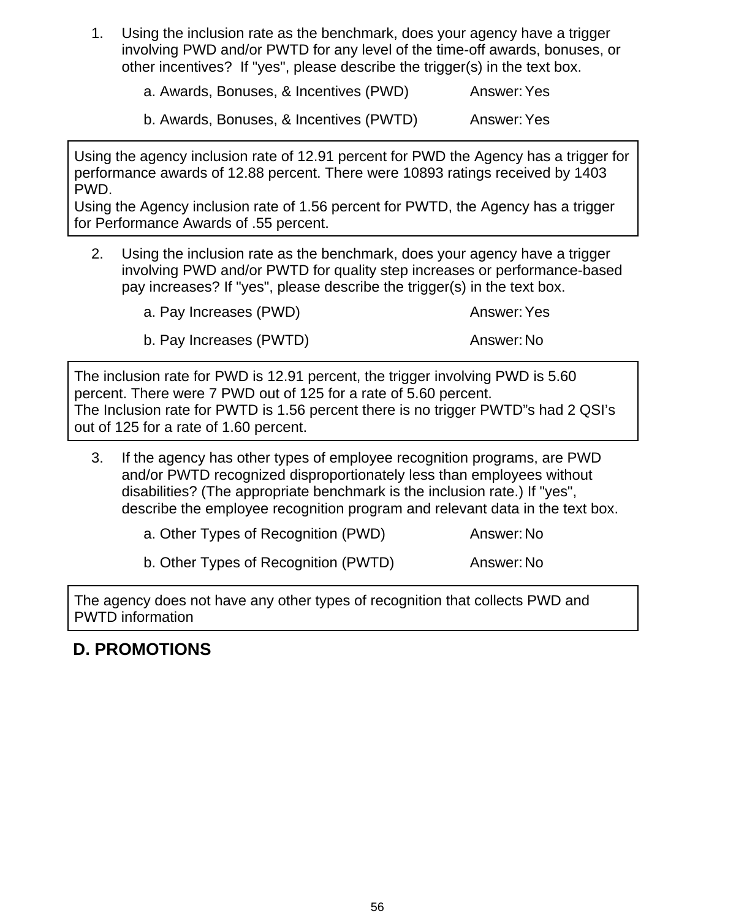1. Using the inclusion rate as the benchmark, does your agency have a trigger involving PWD and/or PWTD for any level of the time-off awards, bonuses, or other incentives? If "yes", please describe the trigger(s) in the text box.
   a. Awards, Bonuses, & Incentives (PWD) Answer: Yes
   b. Awards, Bonuses, & Incentives (PWTD) Answer: Yes

Using the agency inclusion rate of 12.91 percent for PWD the Agency has a trigger for performance awards of 12.88 percent. There were 10893 ratings received by 1403 PWD.
Using the Agency inclusion rate of 1.56 percent for PWTD, the Agency has a trigger for Performance Awards of .55 percent.

2. Using the inclusion rate as the benchmark, does your agency have a trigger involving PWD and/or PWTD for quality step increases or performance-based pay increases? If "yes", please describe the trigger(s) in the text box.
   a. Pay Increases (PWD) Answer: Yes
   b. Pay Increases (PWTD) Answer: No

The inclusion rate for PWD is 12.91 percent, the trigger involving PWD is 5.60 percent. There were 7 PWD out of 125 for a rate of 5.60 percent.
The Inclusion rate for PWTD is 1.56 percent there is no trigger PWTD"s had 2 QSI's out of 125 for a rate of 1.60 percent.

3. If the agency has other types of employee recognition programs, are PWD and/or PWTD recognized disproportionately less than employees without disabilities? (The appropriate benchmark is the inclusion rate.) If "yes", describe the employee recognition program and relevant data in the text box.
   a. Other Types of Recognition (PWD) Answer: No
   b. Other Types of Recognition (PWTD) Answer: No

The agency does not have any other types of recognition that collects PWD and PWTD information

## D. PROMOTIONS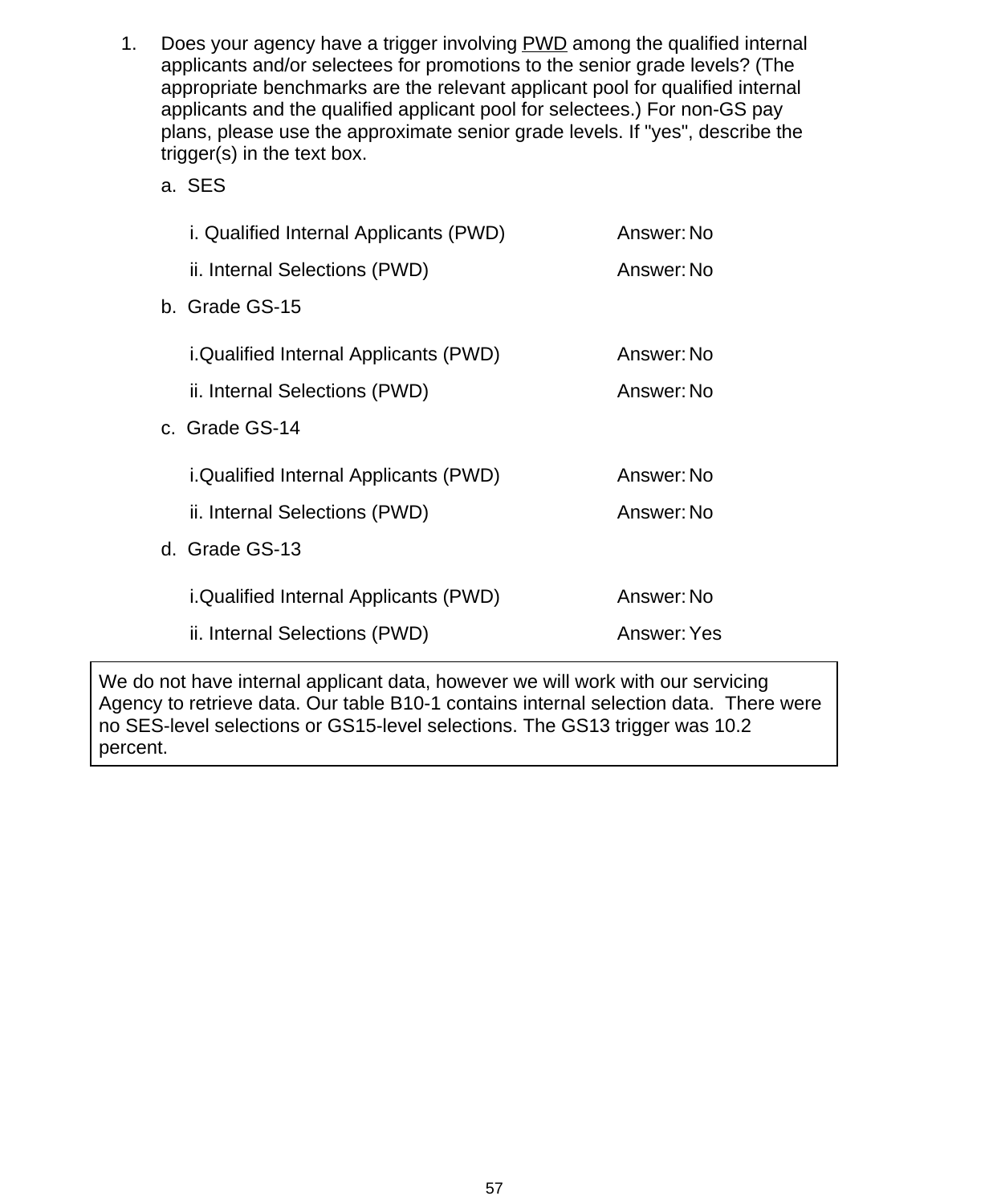1. Does your agency have a trigger involving PWD among the qualified internal applicants and/or selectees for promotions to the senior grade levels? (The appropriate benchmarks are the relevant applicant pool for qualified internal applicants and the qualified applicant pool for selectees.) For non-GS pay plans, please use the approximate senior grade levels. If "yes", describe the trigger(s) in the text box.

   a. SES

      i. Qualified Internal Applicants (PWD) Answer: No

      ii. Internal Selections (PWD) Answer: No

   b. Grade GS-15

      i.Qualified Internal Applicants (PWD) Answer: No

      ii. Internal Selections (PWD) Answer: No

   c. Grade GS-14

      i.Qualified Internal Applicants (PWD) Answer: No

      ii. Internal Selections (PWD) Answer: No

   d. Grade GS-13

      i.Qualified Internal Applicants (PWD) Answer: No

      ii. Internal Selections (PWD) Answer: Yes

We do not have internal applicant data, however we will work with our servicing Agency to retrieve data. Our table B10-1 contains internal selection data. There were no SES-level selections or GS15-level selections. The GS13 trigger was 10.2 percent.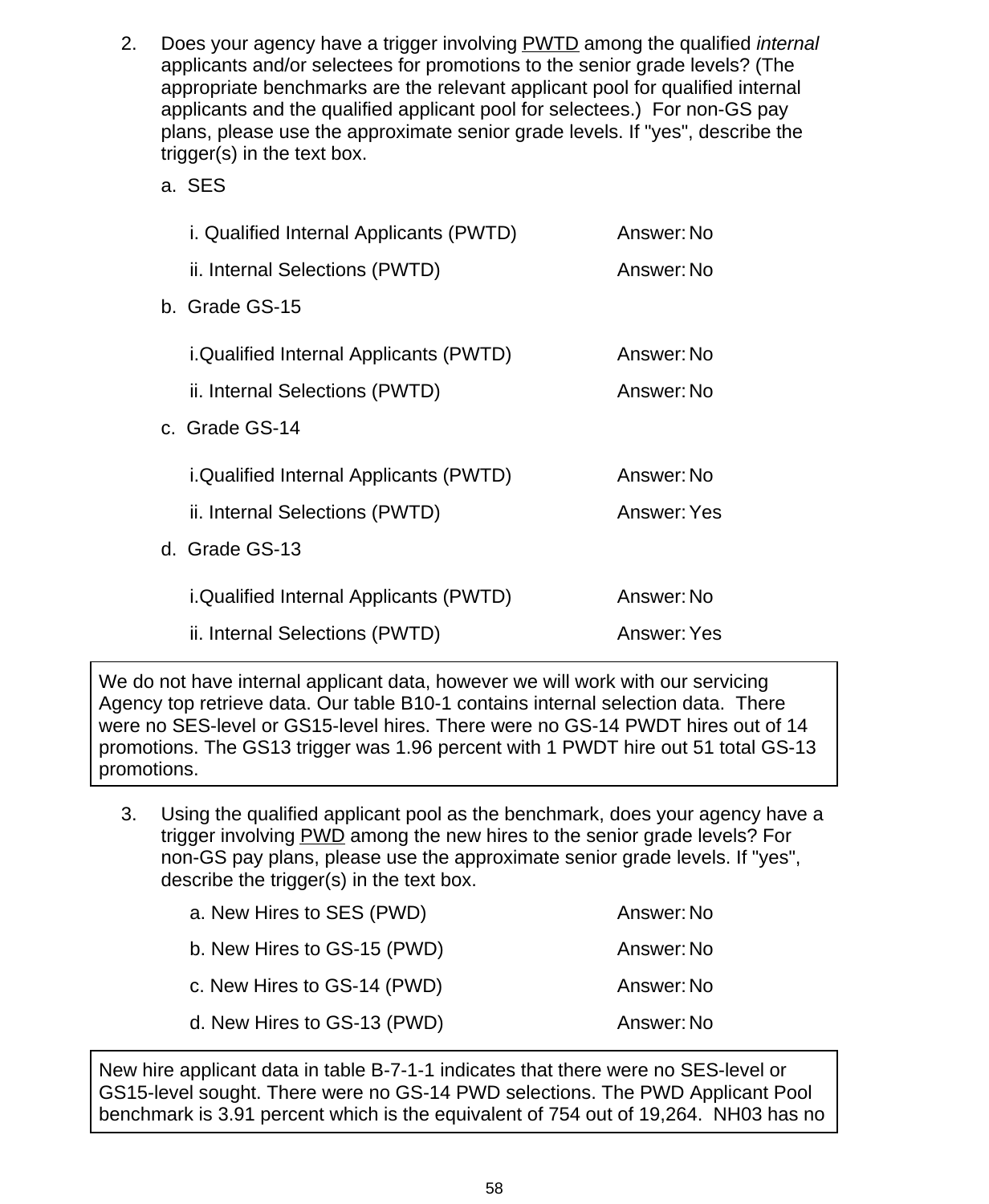2. Does your agency have a trigger involving PWTD among the qualified *internal* applicants and/or selectees for promotions to the senior grade levels? (The appropriate benchmarks are the relevant applicant pool for qualified internal applicants and the qualified applicant pool for selectees.) For non-GS pay plans, please use the approximate senior grade levels. If "yes", describe the trigger(s) in the text box.

   a. SES

      i. Qualified Internal Applicants (PWTD) — Answer: No

      ii. Internal Selections (PWTD) — Answer: No

   b. Grade GS-15

      i.Qualified Internal Applicants (PWTD) — Answer: No

      ii. Internal Selections (PWTD) — Answer: No

   c. Grade GS-14

      i.Qualified Internal Applicants (PWTD) — Answer: No

      ii. Internal Selections (PWTD) — Answer: Yes

   d. Grade GS-13

      i.Qualified Internal Applicants (PWTD) — Answer: No

      ii. Internal Selections (PWTD) — Answer: Yes

> We do not have internal applicant data, however we will work with our servicing Agency top retrieve data. Our table B10-1 contains internal selection data. There were no SES-level or GS15-level hires. There were no GS-14 PWDT hires out of 14 promotions. The GS13 trigger was 1.96 percent with 1 PWDT hire out 51 total GS-13 promotions.

3. Using the qualified applicant pool as the benchmark, does your agency have a trigger involving PWD among the new hires to the senior grade levels? For non-GS pay plans, please use the approximate senior grade levels. If "yes", describe the trigger(s) in the text box.

   a. New Hires to SES (PWD) — Answer: No

   b. New Hires to GS-15 (PWD) — Answer: No

   c. New Hires to GS-14 (PWD) — Answer: No

   d. New Hires to GS-13 (PWD) — Answer: No

> New hire applicant data in table B-7-1-1 indicates that there were no SES-level or GS15-level sought. There were no GS-14 PWD selections. The PWD Applicant Pool benchmark is 3.91 percent which is the equivalent of 754 out of 19,264. NH03 has no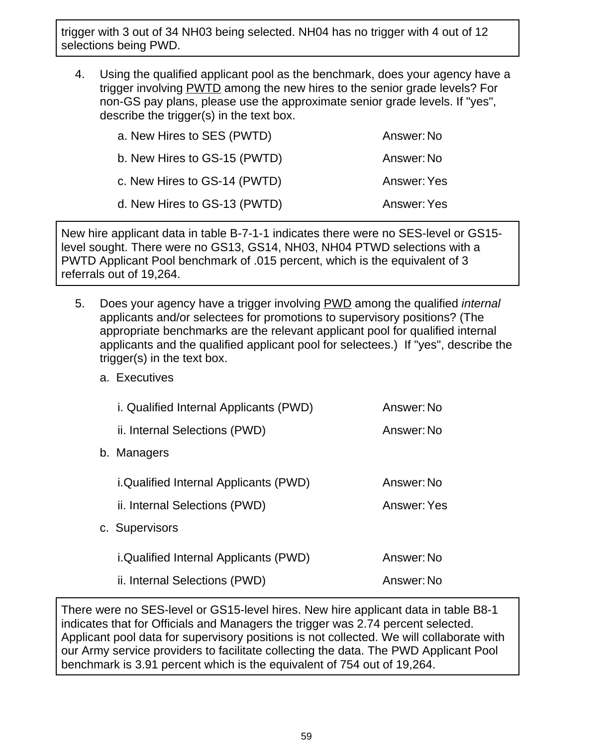trigger with 3 out of 34 NH03 being selected. NH04 has no trigger with 4 out of 12 selections being PWD.

4. Using the qualified applicant pool as the benchmark, does your agency have a trigger involving PWTD among the new hires to the senior grade levels? For non-GS pay plans, please use the approximate senior grade levels. If "yes", describe the trigger(s) in the text box.

   a. New Hires to SES (PWTD) Answer: No

   b. New Hires to GS-15 (PWTD) Answer: No

   c. New Hires to GS-14 (PWTD) Answer: Yes

   d. New Hires to GS-13 (PWTD) Answer: Yes

New hire applicant data in table B-7-1-1 indicates there were no SES-level or GS15-level sought. There were no GS13, GS14, NH03, NH04 PTWD selections with a PWTD Applicant Pool benchmark of .015 percent, which is the equivalent of 3 referrals out of 19,264.

5. Does your agency have a trigger involving PWD among the qualified *internal* applicants and/or selectees for promotions to supervisory positions? (The appropriate benchmarks are the relevant applicant pool for qualified internal applicants and the qualified applicant pool for selectees.) If "yes", describe the trigger(s) in the text box.

   a. Executives

      i. Qualified Internal Applicants (PWD) Answer: No

      ii. Internal Selections (PWD) Answer: No

   b. Managers

      i.Qualified Internal Applicants (PWD) Answer: No

      ii. Internal Selections (PWD) Answer: Yes

   c. Supervisors

      i.Qualified Internal Applicants (PWD) Answer: No

      ii. Internal Selections (PWD) Answer: No

There were no SES-level or GS15-level hires. New hire applicant data in table B8-1 indicates that for Officials and Managers the trigger was 2.74 percent selected. Applicant pool data for supervisory positions is not collected. We will collaborate with our Army service providers to facilitate collecting the data. The PWD Applicant Pool benchmark is 3.91 percent which is the equivalent of 754 out of 19,264.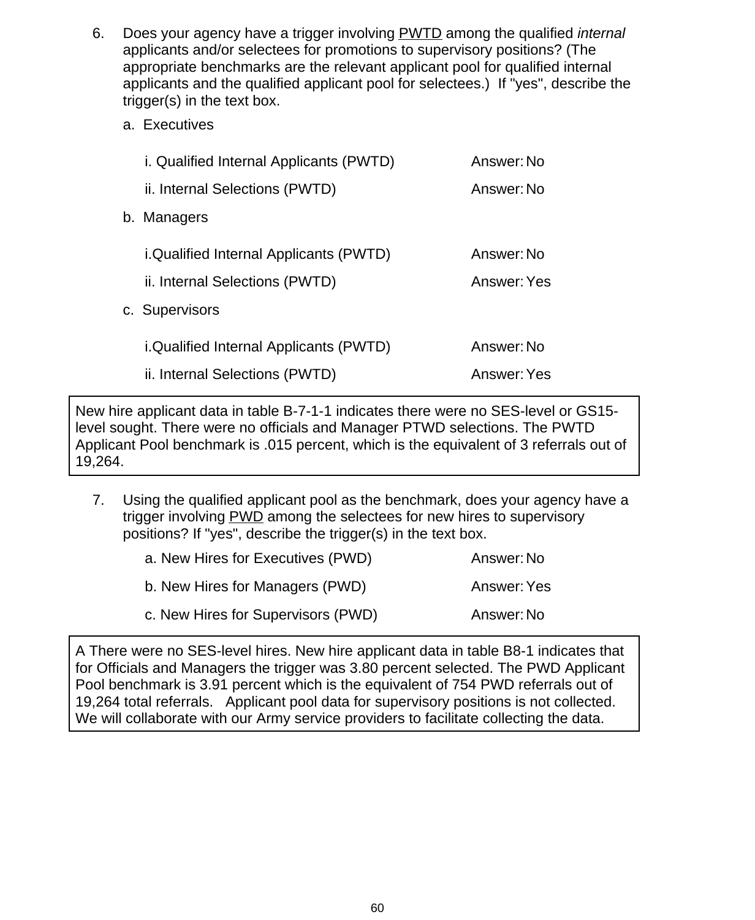6. Does your agency have a trigger involving PWTD among the qualified *internal* applicants and/or selectees for promotions to supervisory positions? (The appropriate benchmarks are the relevant applicant pool for qualified internal applicants and the qualified applicant pool for selectees.) If "yes", describe the trigger(s) in the text box.

   a. Executives

      i. Qualified Internal Applicants (PWTD) Answer: No

      ii. Internal Selections (PWTD) Answer: No

   b. Managers

      i.Qualified Internal Applicants (PWTD) Answer: No

      ii. Internal Selections (PWTD) Answer: Yes

   c. Supervisors

      i.Qualified Internal Applicants (PWTD) Answer: No

      ii. Internal Selections (PWTD) Answer: Yes

> New hire applicant data in table B-7-1-1 indicates there were no SES-level or GS15-level sought. There were no officials and Manager PTWD selections. The PWTD Applicant Pool benchmark is .015 percent, which is the equivalent of 3 referrals out of 19,264.

7. Using the qualified applicant pool as the benchmark, does your agency have a trigger involving PWD among the selectees for new hires to supervisory positions? If "yes", describe the trigger(s) in the text box.

   a. New Hires for Executives (PWD) Answer: No

   b. New Hires for Managers (PWD) Answer: Yes

   c. New Hires for Supervisors (PWD) Answer: No

> A There were no SES-level hires. New hire applicant data in table B8-1 indicates that for Officials and Managers the trigger was 3.80 percent selected. The PWD Applicant Pool benchmark is 3.91 percent which is the equivalent of 754 PWD referrals out of 19,264 total referrals. Applicant pool data for supervisory positions is not collected. We will collaborate with our Army service providers to facilitate collecting the data.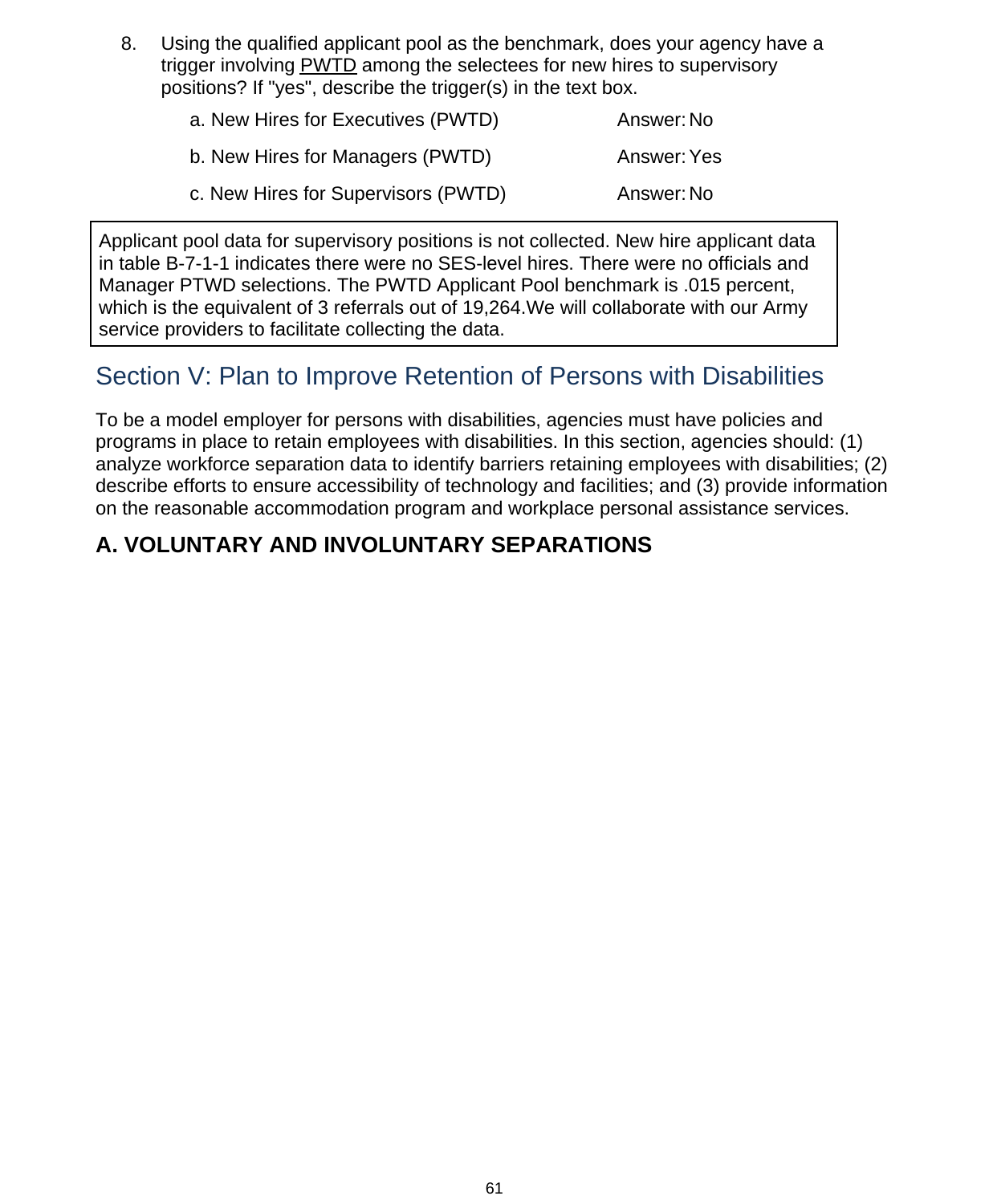8. Using the qualified applicant pool as the benchmark, does your agency have a trigger involving PWTD among the selectees for new hires to supervisory positions? If "yes", describe the trigger(s) in the text box.

   a. New Hires for Executives (PWTD) Answer: No

   b. New Hires for Managers (PWTD) Answer: Yes

   c. New Hires for Supervisors (PWTD) Answer: No

Applicant pool data for supervisory positions is not collected. New hire applicant data in table B-7-1-1 indicates there were no SES-level hires. There were no officials and Manager PTWD selections. The PWTD Applicant Pool benchmark is .015 percent, which is the equivalent of 3 referrals out of 19,264.We will collaborate with our Army service providers to facilitate collecting the data.

## Section V: Plan to Improve Retention of Persons with Disabilities

To be a model employer for persons with disabilities, agencies must have policies and programs in place to retain employees with disabilities. In this section, agencies should: (1) analyze workforce separation data to identify barriers retaining employees with disabilities; (2) describe efforts to ensure accessibility of technology and facilities; and (3) provide information on the reasonable accommodation program and workplace personal assistance services.

### A. VOLUNTARY AND INVOLUNTARY SEPARATIONS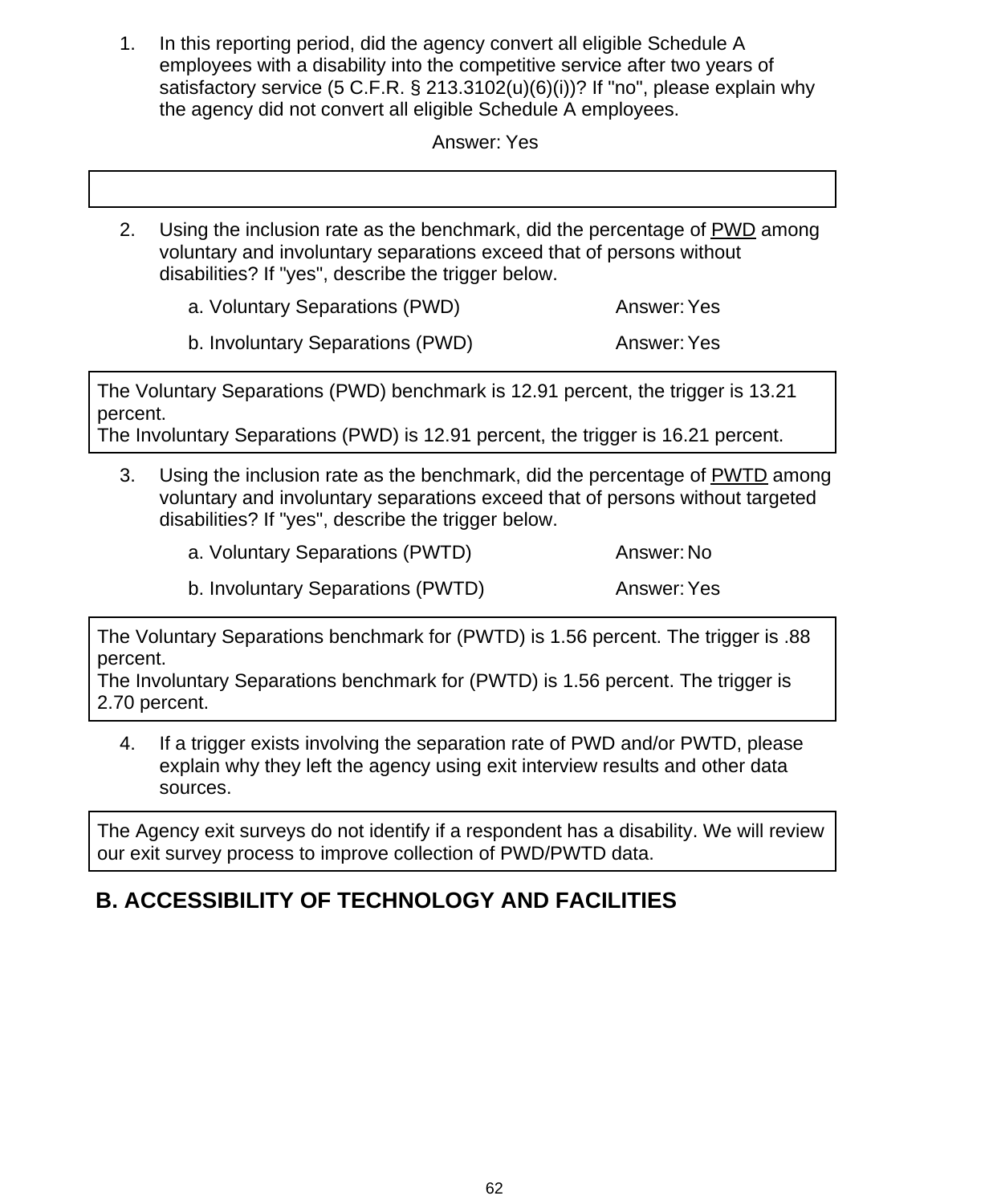1. In this reporting period, did the agency convert all eligible Schedule A employees with a disability into the competitive service after two years of satisfactory service (5 C.F.R. § 213.3102(u)(6)(i))? If "no", please explain why the agency did not convert all eligible Schedule A employees.

   Answer: Yes

2. Using the inclusion rate as the benchmark, did the percentage of PWD among voluntary and involuntary separations exceed that of persons without disabilities? If "yes", describe the trigger below.

   a. Voluntary Separations (PWD) Answer: Yes

   b. Involuntary Separations (PWD) Answer: Yes

The Voluntary Separations (PWD) benchmark is 12.91 percent, the trigger is 13.21 percent.
The Involuntary Separations (PWD) is 12.91 percent, the trigger is 16.21 percent.

3. Using the inclusion rate as the benchmark, did the percentage of PWTD among voluntary and involuntary separations exceed that of persons without targeted disabilities? If "yes", describe the trigger below.

   a. Voluntary Separations (PWTD) Answer: No

   b. Involuntary Separations (PWTD) Answer: Yes

The Voluntary Separations benchmark for (PWTD) is 1.56 percent. The trigger is .88 percent.
The Involuntary Separations benchmark for (PWTD) is 1.56 percent. The trigger is 2.70 percent.

4. If a trigger exists involving the separation rate of PWD and/or PWTD, please explain why they left the agency using exit interview results and other data sources.

The Agency exit surveys do not identify if a respondent has a disability. We will review our exit survey process to improve collection of PWD/PWTD data.

## B. ACCESSIBILITY OF TECHNOLOGY AND FACILITIES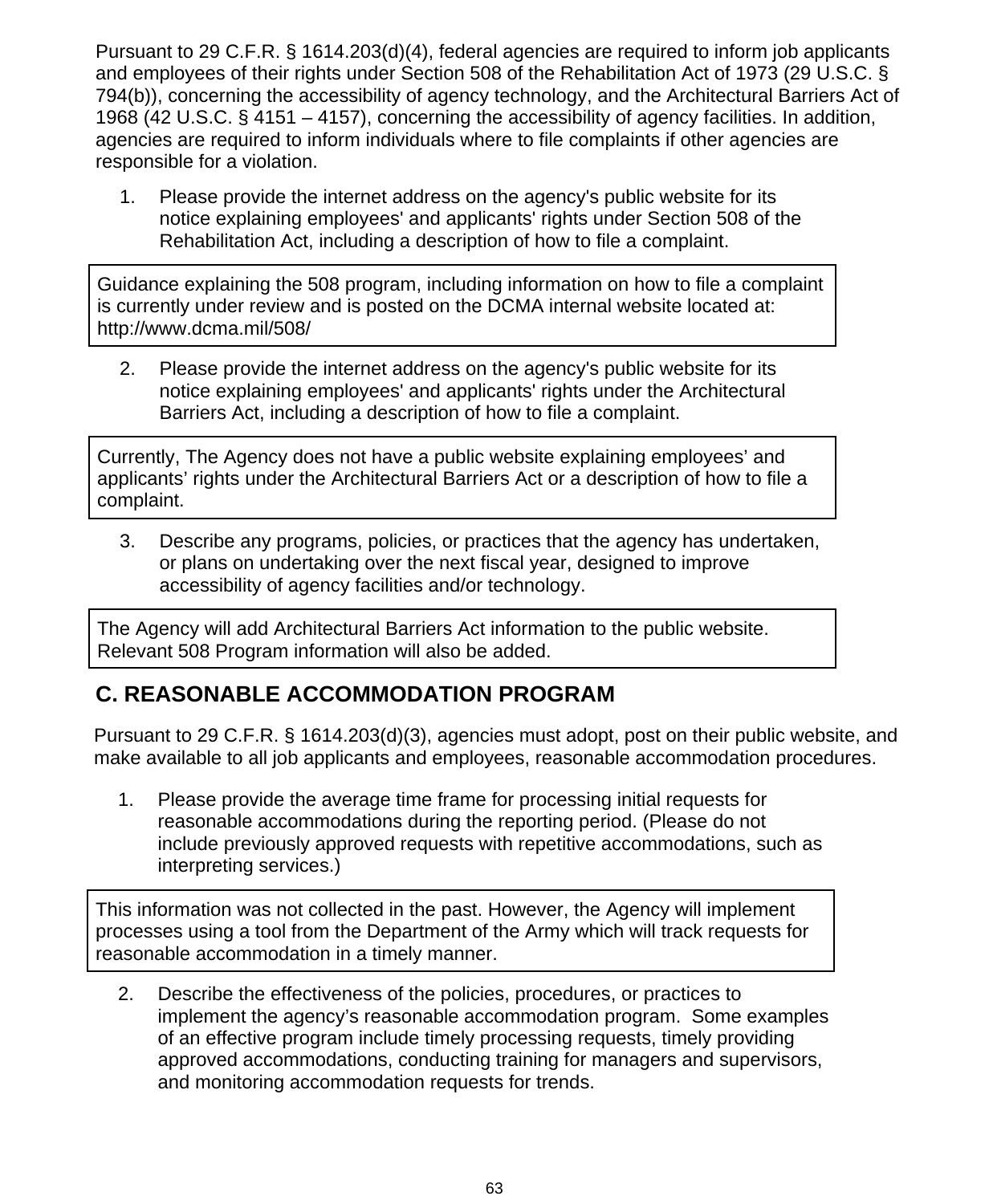Pursuant to 29 C.F.R. § 1614.203(d)(4), federal agencies are required to inform job applicants and employees of their rights under Section 508 of the Rehabilitation Act of 1973 (29 U.S.C. § 794(b)), concerning the accessibility of agency technology, and the Architectural Barriers Act of 1968 (42 U.S.C. § 4151 – 4157), concerning the accessibility of agency facilities. In addition, agencies are required to inform individuals where to file complaints if other agencies are responsible for a violation.

1. Please provide the internet address on the agency's public website for its notice explaining employees' and applicants' rights under Section 508 of the Rehabilitation Act, including a description of how to file a complaint.

Guidance explaining the 508 program, including information on how to file a complaint is currently under review and is posted on the DCMA internal website located at: http://www.dcma.mil/508/

2. Please provide the internet address on the agency's public website for its notice explaining employees' and applicants' rights under the Architectural Barriers Act, including a description of how to file a complaint.

Currently, The Agency does not have a public website explaining employees' and applicants' rights under the Architectural Barriers Act or a description of how to file a complaint.

3. Describe any programs, policies, or practices that the agency has undertaken, or plans on undertaking over the next fiscal year, designed to improve accessibility of agency facilities and/or technology.

The Agency will add Architectural Barriers Act information to the public website. Relevant 508 Program information will also be added.

## C. REASONABLE ACCOMMODATION PROGRAM

Pursuant to 29 C.F.R. § 1614.203(d)(3), agencies must adopt, post on their public website, and make available to all job applicants and employees, reasonable accommodation procedures.

1. Please provide the average time frame for processing initial requests for reasonable accommodations during the reporting period. (Please do not include previously approved requests with repetitive accommodations, such as interpreting services.)

This information was not collected in the past. However, the Agency will implement processes using a tool from the Department of the Army which will track requests for reasonable accommodation in a timely manner.

2. Describe the effectiveness of the policies, procedures, or practices to implement the agency's reasonable accommodation program. Some examples of an effective program include timely processing requests, timely providing approved accommodations, conducting training for managers and supervisors, and monitoring accommodation requests for trends.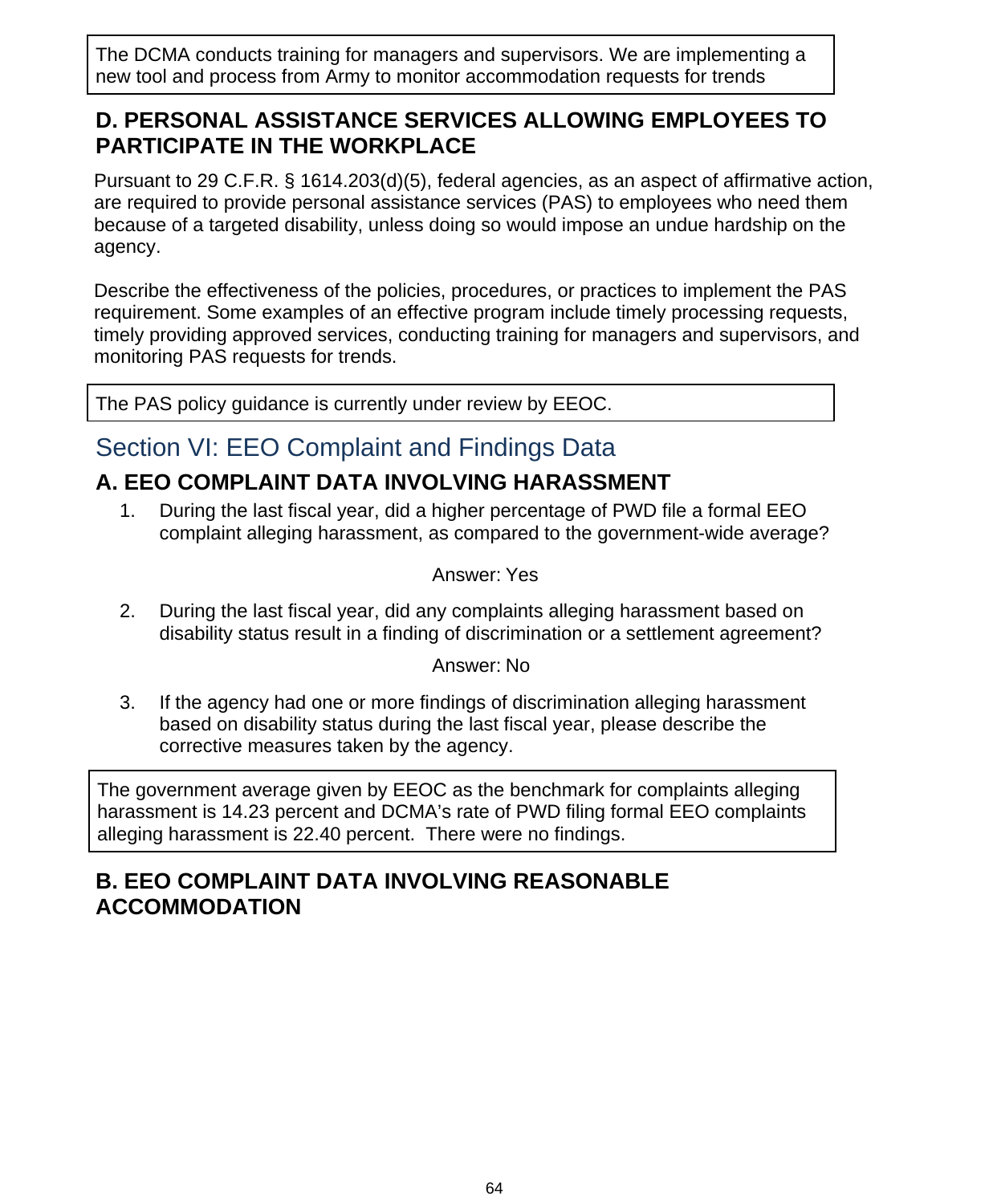The DCMA conducts training for managers and supervisors. We are implementing a new tool and process from Army to monitor accommodation requests for trends

### D. PERSONAL ASSISTANCE SERVICES ALLOWING EMPLOYEES TO PARTICIPATE IN THE WORKPLACE

Pursuant to 29 C.F.R. § 1614.203(d)(5), federal agencies, as an aspect of affirmative action, are required to provide personal assistance services (PAS) to employees who need them because of a targeted disability, unless doing so would impose an undue hardship on the agency.

Describe the effectiveness of the policies, procedures, or practices to implement the PAS requirement. Some examples of an effective program include timely processing requests, timely providing approved services, conducting training for managers and supervisors, and monitoring PAS requests for trends.

The PAS policy guidance is currently under review by EEOC.

## Section VI: EEO Complaint and Findings Data

### A. EEO COMPLAINT DATA INVOLVING HARASSMENT

1. During the last fiscal year, did a higher percentage of PWD file a formal EEO complaint alleging harassment, as compared to the government-wide average?

   Answer: Yes

2. During the last fiscal year, did any complaints alleging harassment based on disability status result in a finding of discrimination or a settlement agreement?

   Answer: No

3. If the agency had one or more findings of discrimination alleging harassment based on disability status during the last fiscal year, please describe the corrective measures taken by the agency.

The government average given by EEOC as the benchmark for complaints alleging harassment is 14.23 percent and DCMA's rate of PWD filing formal EEO complaints alleging harassment is 22.40 percent. There were no findings.

### B. EEO COMPLAINT DATA INVOLVING REASONABLE ACCOMMODATION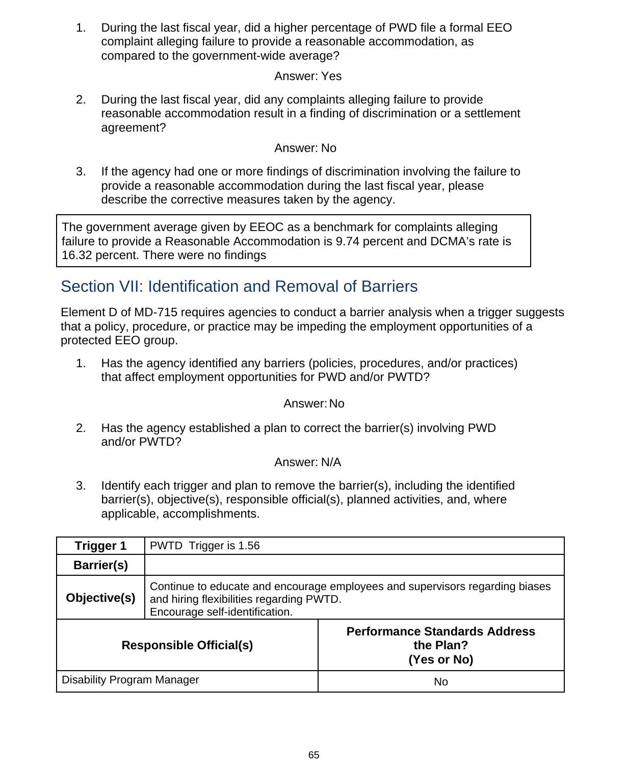1. During the last fiscal year, did a higher percentage of PWD file a formal EEO complaint alleging failure to provide a reasonable accommodation, as compared to the government-wide average?

   Answer: Yes

2. During the last fiscal year, did any complaints alleging failure to provide reasonable accommodation result in a finding of discrimination or a settlement agreement?

   Answer: No

3. If the agency had one or more findings of discrimination involving the failure to provide a reasonable accommodation during the last fiscal year, please describe the corrective measures taken by the agency.

| The government average given by EEOC as a benchmark for complaints alleging failure to provide a Reasonable Accommodation is 9.74 percent and DCMA's rate is 16.32 percent. There were no findings |
|---|

## Section VII: Identification and Removal of Barriers

Element D of MD-715 requires agencies to conduct a barrier analysis when a trigger suggests that a policy, procedure, or practice may be impeding the employment opportunities of a protected EEO group.

1. Has the agency identified any barriers (policies, procedures, and/or practices) that affect employment opportunities for PWD and/or PWTD?

   Answer: No

2. Has the agency established a plan to correct the barrier(s) involving PWD and/or PWTD?

   Answer: N/A

3. Identify each trigger and plan to remove the barrier(s), including the identified barrier(s), objective(s), responsible official(s), planned activities, and, where applicable, accomplishments.

| **Trigger 1** | PWTD Trigger is 1.56 |
|---|---|
| **Barrier(s)** | |
| **Objective(s)** | Continue to educate and encourage employees and supervisors regarding biases and hiring flexibilities regarding PWTD.<br>Encourage self-identification. |
| **Responsible Official(s)** | **Performance Standards Address the Plan? (Yes or No)** |
| Disability Program Manager | No |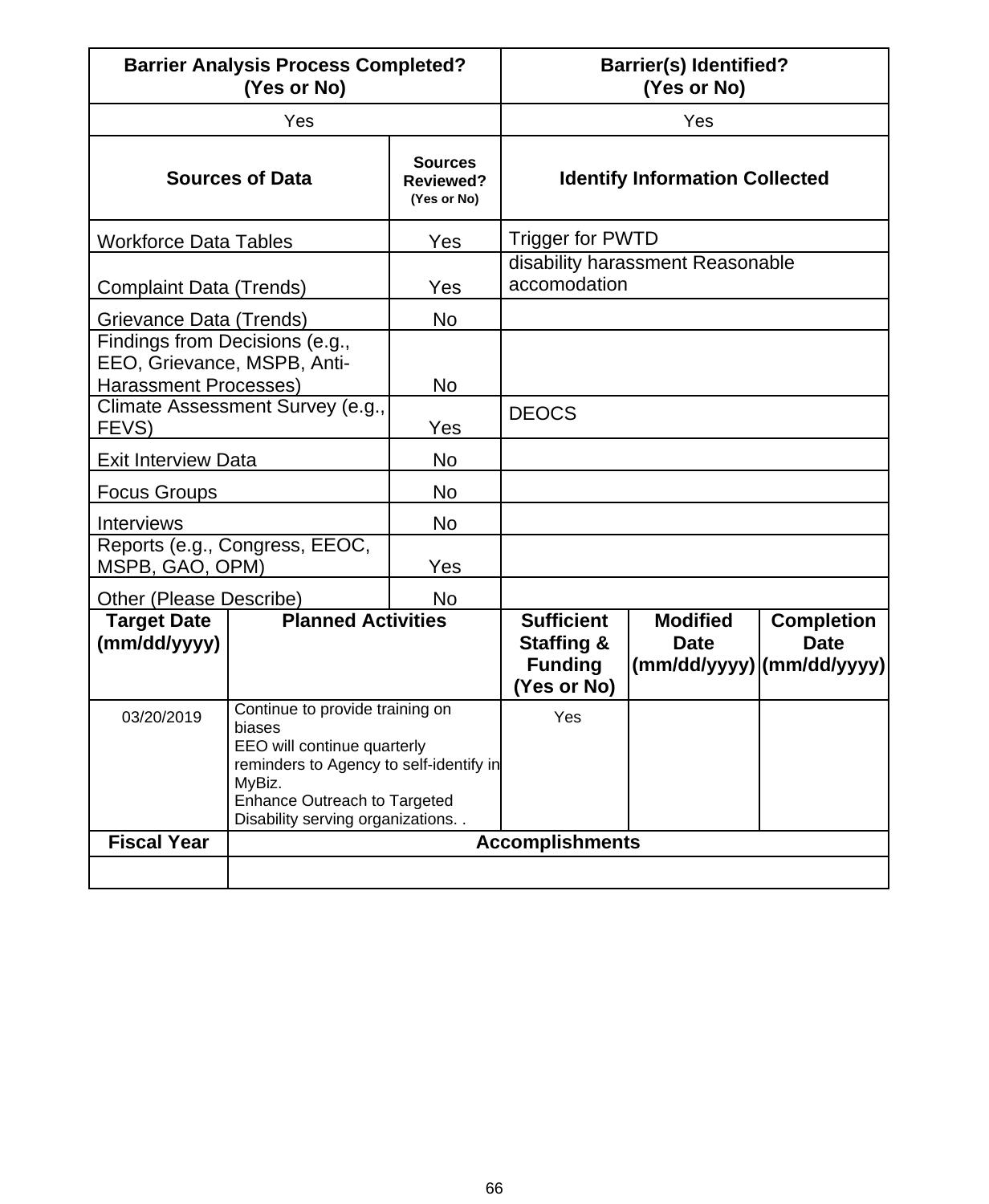| Barrier Analysis Process Completed? (Yes or No) | Barrier(s) Identified? (Yes or No) |
|---|---|
| Yes | Yes |

| Sources of Data | Sources Reviewed? (Yes or No) | Identify Information Collected |
|---|---|---|
| Workforce Data Tables | Yes | Trigger for PWTD |
| Complaint Data (Trends) | Yes | disability harassment Reasonable accomodation |
| Grievance Data (Trends) | No | |
| Findings from Decisions (e.g., EEO, Grievance, MSPB, Anti-Harassment Processes) | No | |
| Climate Assessment Survey (e.g., FEVS) | Yes | DEOCS |
| Exit Interview Data | No | |
| Focus Groups | No | |
| Interviews | No | |
| Reports (e.g., Congress, EEOC, MSPB, GAO, OPM) | Yes | |
| Other (Please Describe) | No | |

| Target Date (mm/dd/yyyy) | Planned Activities | Sufficient Staffing & Funding (Yes or No) | Modified Date (mm/dd/yyyy) | Completion Date (mm/dd/yyyy) |
|---|---|---|---|---|
| 03/20/2019 | Continue to provide training on biases<br>EEO will continue quarterly reminders to Agency to self-identify in MyBiz.<br>Enhance Outreach to Targeted Disability serving organizations. . | Yes | | |

| Fiscal Year | Accomplishments |
|---|---|
| | |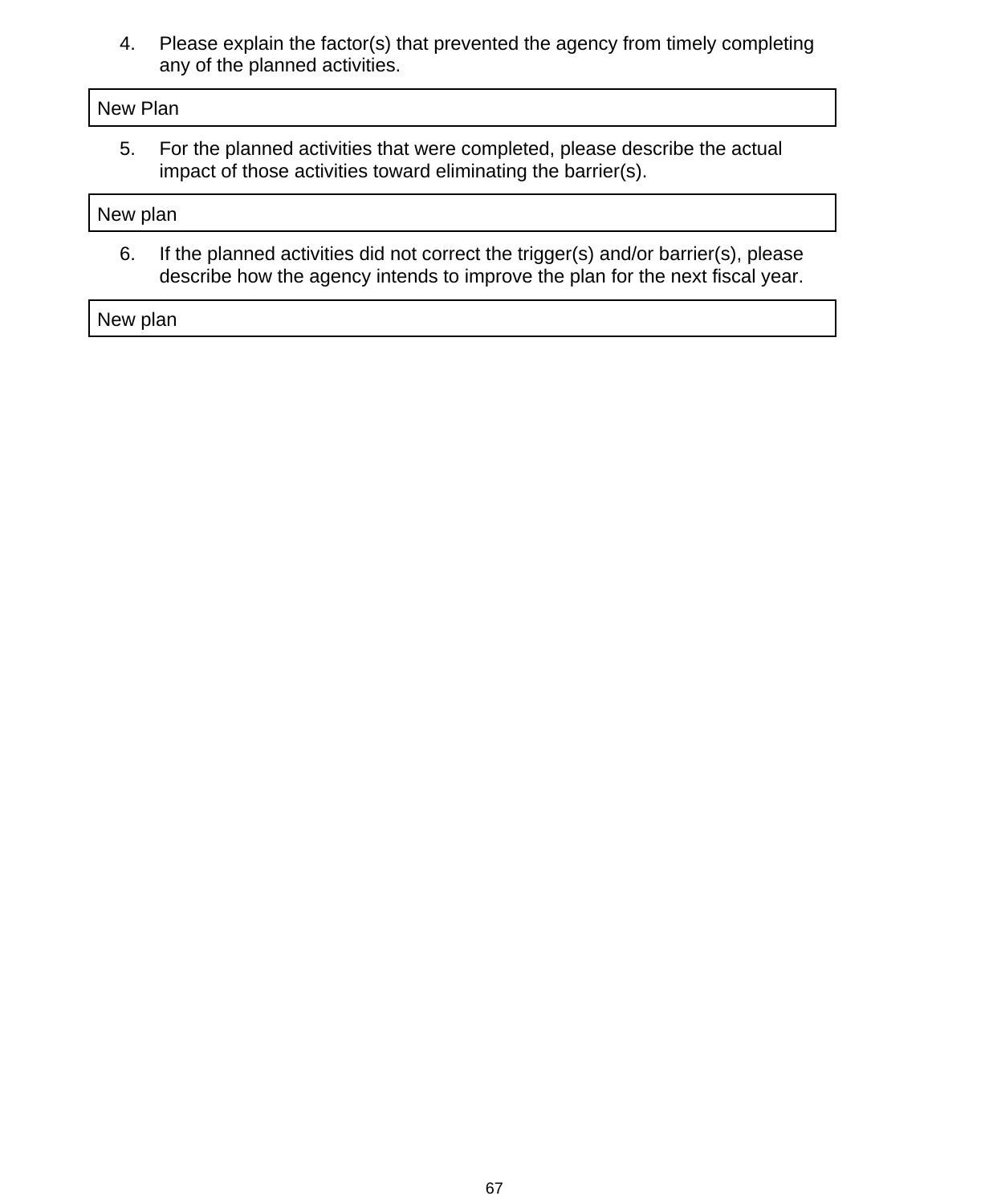4. Please explain the factor(s) that prevented the agency from timely completing any of the planned activities.

| |
|---|
| New Plan |

5. For the planned activities that were completed, please describe the actual impact of those activities toward eliminating the barrier(s).

| |
|---|
| New plan |

6. If the planned activities did not correct the trigger(s) and/or barrier(s), please describe how the agency intends to improve the plan for the next fiscal year.

| |
|---|
| New plan |